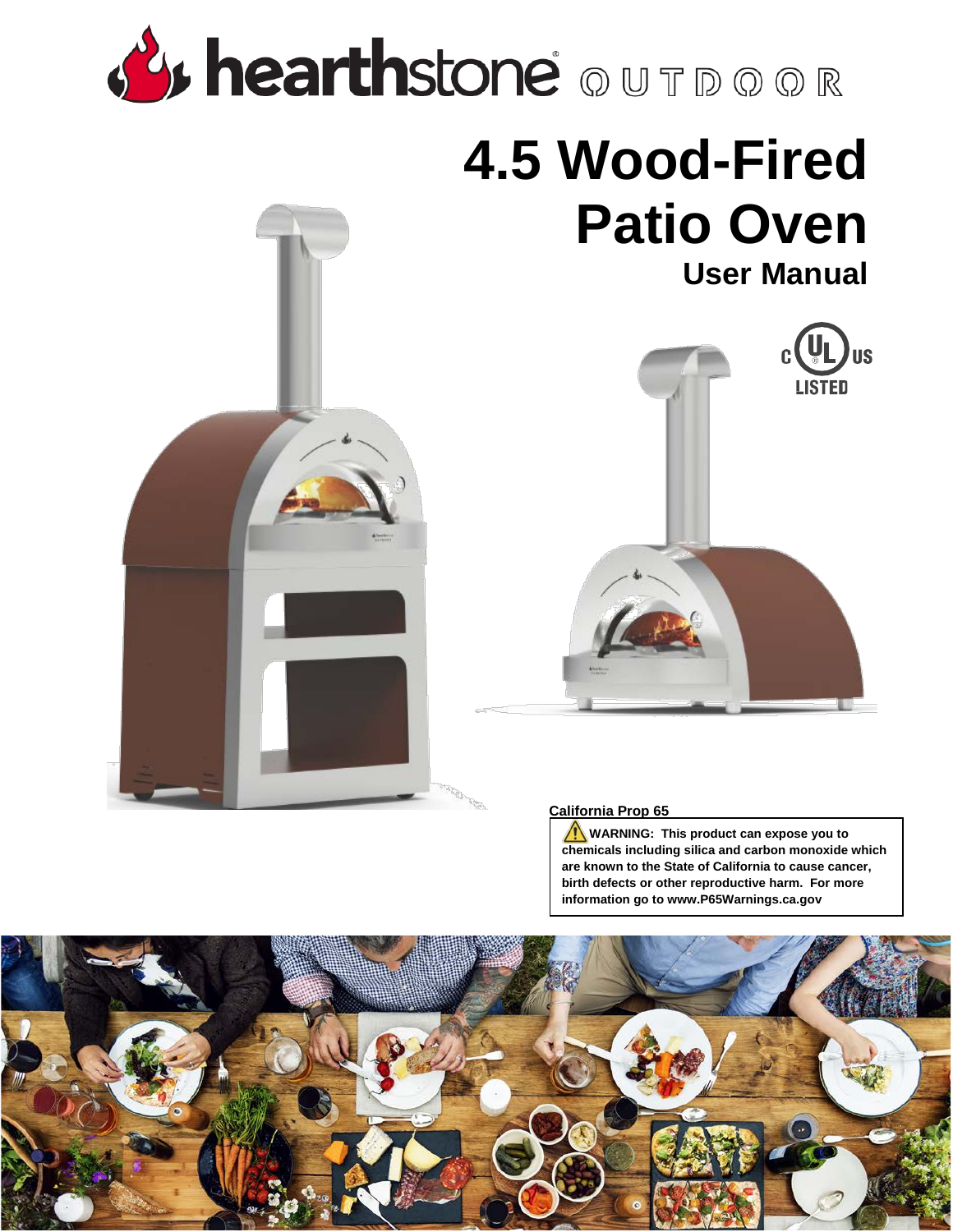hearthstone OUTDOOR

# 4.5 Wood-Fired Patio Oven

## User Manual

c UL US LISTED

**California Prop 65**

**⚠ WARNING: This product can expose you to chemicals including silica and carbon monoxide which are known to the State of California to cause cancer, birth defects or other reproductive harm. For more information go to www.P65Warnings.ca.gov**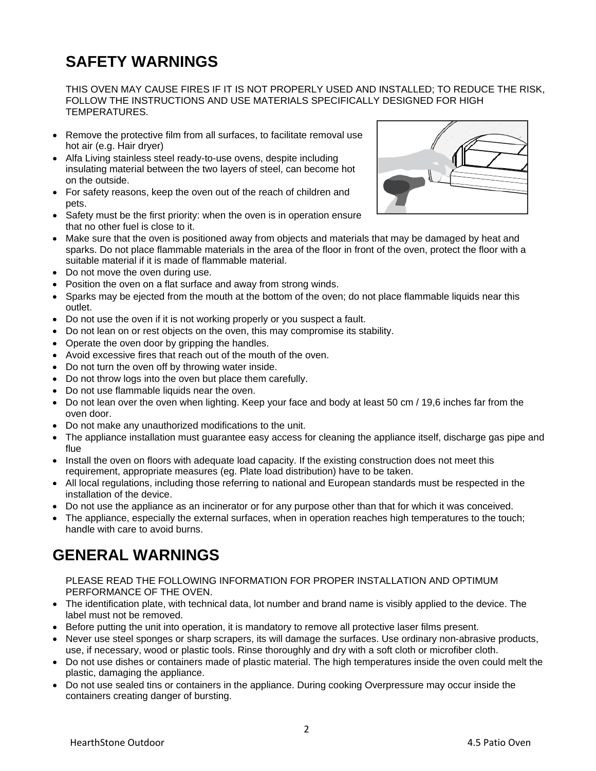## SAFETY WARNINGS

THIS OVEN MAY CAUSE FIRES IF IT IS NOT PROPERLY USED AND INSTALLED; TO REDUCE THE RISK, FOLLOW THE INSTRUCTIONS AND USE MATERIALS SPECIFICALLY DESIGNED FOR HIGH TEMPERATURES.

- Remove the protective film from all surfaces, to facilitate removal use hot air (e.g. Hair dryer)
- Alfa Living stainless steel ready-to-use ovens, despite including insulating material between the two layers of steel, can become hot on the outside.
- For safety reasons, keep the oven out of the reach of children and pets.
- Safety must be the first priority: when the oven is in operation ensure that no other fuel is close to it.
- Make sure that the oven is positioned away from objects and materials that may be damaged by heat and sparks. Do not place flammable materials in the area of the floor in front of the oven, protect the floor with a suitable material if it is made of flammable material.
- Do not move the oven during use.
- Position the oven on a flat surface and away from strong winds.
- Sparks may be ejected from the mouth at the bottom of the oven; do not place flammable liquids near this outlet.
- Do not use the oven if it is not working properly or you suspect a fault.
- Do not lean on or rest objects on the oven, this may compromise its stability.
- Operate the oven door by gripping the handles.
- Avoid excessive fires that reach out of the mouth of the oven.
- Do not turn the oven off by throwing water inside.
- Do not throw logs into the oven but place them carefully.
- Do not use flammable liquids near the oven.
- Do not lean over the oven when lighting. Keep your face and body at least 50 cm / 19,6 inches far from the oven door.
- Do not make any unauthorized modifications to the unit.
- The appliance installation must guarantee easy access for cleaning the appliance itself, discharge gas pipe and flue
- Install the oven on floors with adequate load capacity. If the existing construction does not meet this requirement, appropriate measures (eg. Plate load distribution) have to be taken.
- All local regulations, including those referring to national and European standards must be respected in the installation of the device.
- Do not use the appliance as an incinerator or for any purpose other than that for which it was conceived.
- The appliance, especially the external surfaces, when in operation reaches high temperatures to the touch; handle with care to avoid burns.

## GENERAL WARNINGS

PLEASE READ THE FOLLOWING INFORMATION FOR PROPER INSTALLATION AND OPTIMUM PERFORMANCE OF THE OVEN.

- The identification plate, with technical data, lot number and brand name is visibly applied to the device. The label must not be removed.
- Before putting the unit into operation, it is mandatory to remove all protective laser films present.
- Never use steel sponges or sharp scrapers, its will damage the surfaces. Use ordinary non-abrasive products, use, if necessary, wood or plastic tools. Rinse thoroughly and dry with a soft cloth or microfiber cloth.
- Do not use dishes or containers made of plastic material. The high temperatures inside the oven could melt the plastic, damaging the appliance.
- Do not use sealed tins or containers in the appliance. During cooking Overpressure may occur inside the containers creating danger of bursting.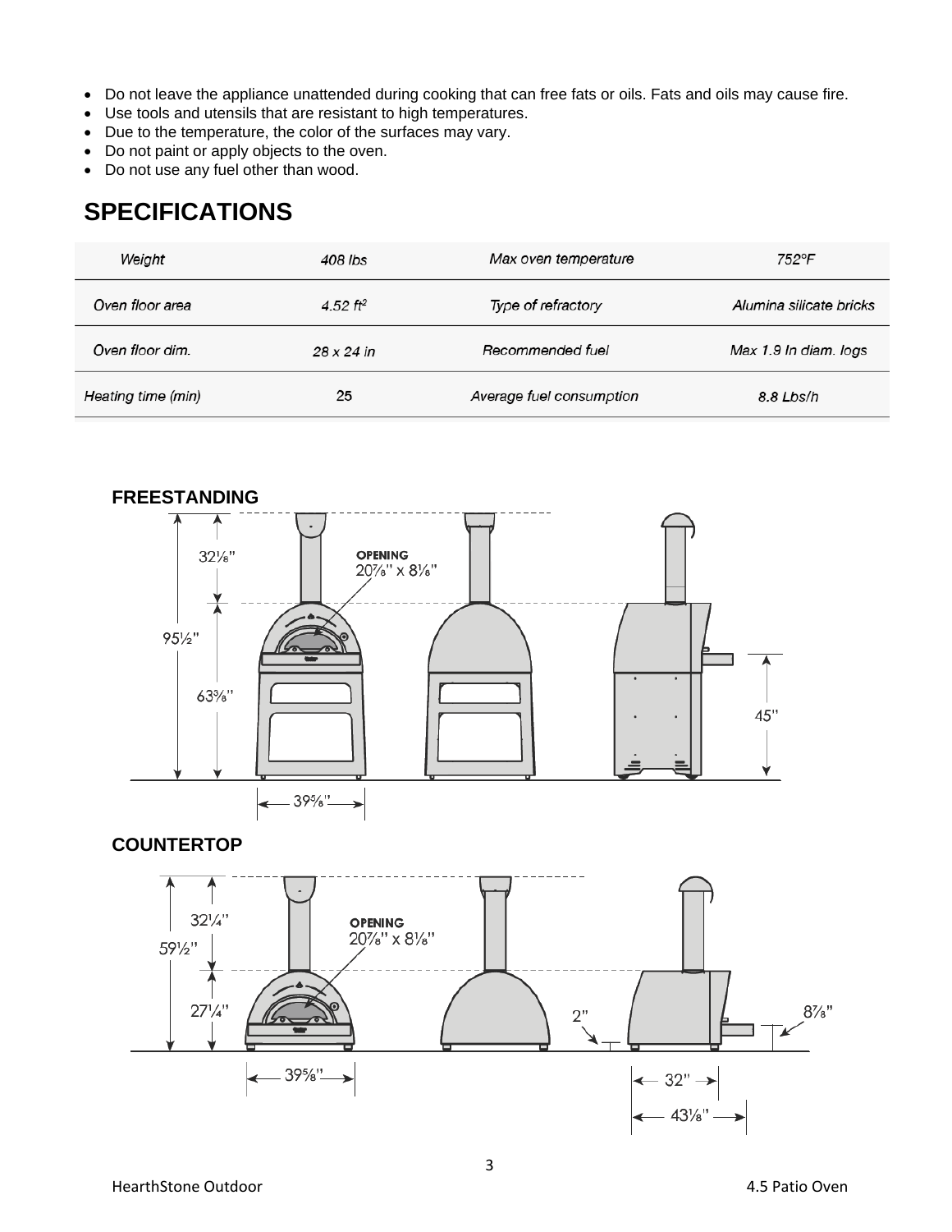- Do not leave the appliance unattended during cooking that can free fats or oils. Fats and oils may cause fire.
- Use tools and utensils that are resistant to high temperatures.
- Due to the temperature, the color of the surfaces may vary.
- Do not paint or apply objects to the oven.
- Do not use any fuel other than wood.

## SPECIFICATIONS

| Weight | 408 lbs | Max oven temperature | 752°F |
|---|---|---|---|
| Oven floor area | 4.52 ft² | Type of refractory | Alumina silicate bricks |
| Oven floor dim. | 28 x 24 in | Recommended fuel | Max 1.9 In diam. logs |
| Heating time (min) | 25 | Average fuel consumption | 8.8 Lbs/h |

**FREESTANDING**

95½" | 32⅛" | 63⅜" | OPENING 20⅞" x 8⅛" | 45" | 39⅝"

**COUNTERTOP**

59½" | 32¼" | 27¼" | OPENING 20⅞" x 8⅛" | 2" | 8⅞" | 39⅝" | 32" | 43⅛"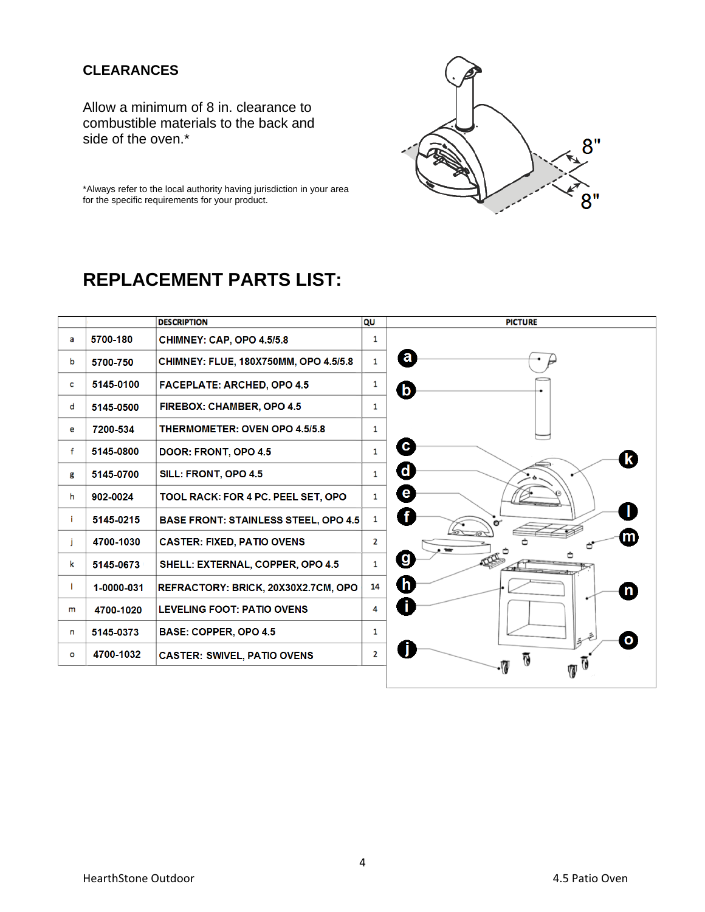## CLEARANCES

Allow a minimum of 8 in. clearance to combustible materials to the back and side of the oven.*

*Always refer to the local authority having jurisdiction in your area for the specific requirements for your product.

# REPLACEMENT PARTS LIST:

| | | DESCRIPTION | QU | PICTURE |
|---|---|---|---|---|
| a | 5700-180 | CHIMNEY: CAP, OPO 4.5/5.8 | 1 | |
| b | 5700-750 | CHIMNEY: FLUE, 180X750MM, OPO 4.5/5.8 | 1 | |
| c | 5145-0100 | FACEPLATE: ARCHED, OPO 4.5 | 1 | |
| d | 5145-0500 | FIREBOX: CHAMBER, OPO 4.5 | 1 | |
| e | 7200-534 | THERMOMETER: OVEN OPO 4.5/5.8 | 1 | |
| f | 5145-0800 | DOOR: FRONT, OPO 4.5 | 1 | |
| g | 5145-0700 | SILL: FRONT, OPO 4.5 | 1 | |
| h | 902-0024 | TOOL RACK: FOR 4 PC. PEEL SET, OPO | 1 | |
| i | 5145-0215 | BASE FRONT: STAINLESS STEEL, OPO 4.5 | 1 | |
| j | 4700-1030 | CASTER: FIXED, PATIO OVENS | 2 | |
| k | 5145-0673 | SHELL: EXTERNAL, COPPER, OPO 4.5 | 1 | |
| l | 1-0000-031 | REFRACTORY: BRICK, 20X30X2.7CM, OPO | 14 | |
| m | 4700-1020 | LEVELING FOOT: PATIO OVENS | 4 | |
| n | 5145-0373 | BASE: COPPER, OPO 4.5 | 1 | |
| o | 4700-1032 | CASTER: SWIVEL, PATIO OVENS | 2 | |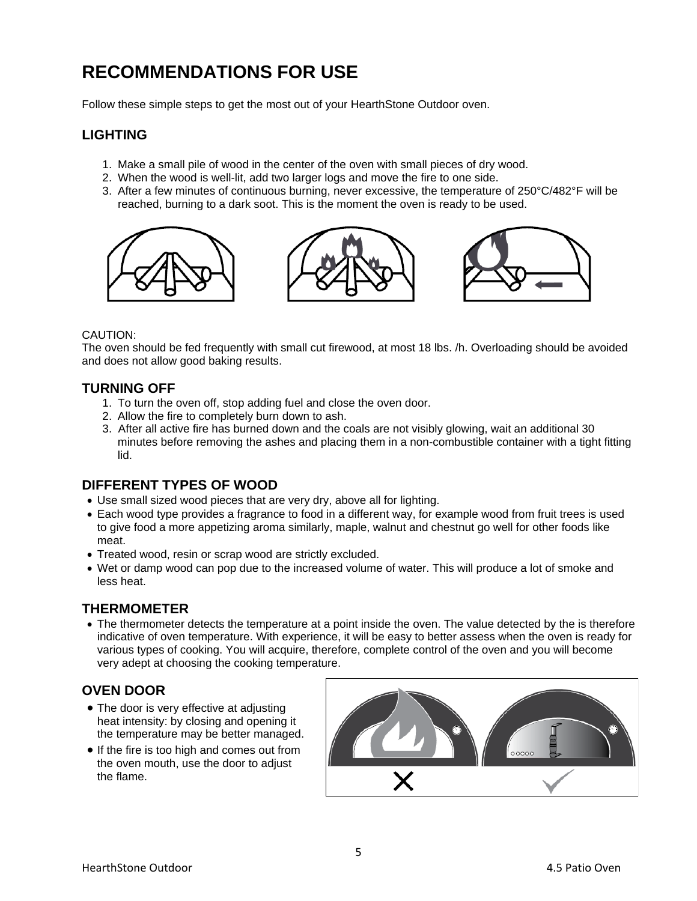# RECOMMENDATIONS FOR USE

Follow these simple steps to get the most out of your HearthStone Outdoor oven.

## LIGHTING

1. Make a small pile of wood in the center of the oven with small pieces of dry wood.
2. When the wood is well-lit, add two larger logs and move the fire to one side.
3. After a few minutes of continuous burning, never excessive, the temperature of 250°C/482°F will be reached, burning to a dark soot. This is the moment the oven is ready to be used.

CAUTION:
The oven should be fed frequently with small cut firewood, at most 18 lbs. /h. Overloading should be avoided and does not allow good baking results.

## TURNING OFF

1. To turn the oven off, stop adding fuel and close the oven door.
2. Allow the fire to completely burn down to ash.
3. After all active fire has burned down and the coals are not visibly glowing, wait an additional 30 minutes before removing the ashes and placing them in a non-combustible container with a tight fitting lid.

## DIFFERENT TYPES OF WOOD

- Use small sized wood pieces that are very dry, above all for lighting.
- Each wood type provides a fragrance to food in a different way, for example wood from fruit trees is used to give food a more appetizing aroma similarly, maple, walnut and chestnut go well for other foods like meat.
- Treated wood, resin or scrap wood are strictly excluded.
- Wet or damp wood can pop due to the increased volume of water. This will produce a lot of smoke and less heat.

## THERMOMETER

- The thermometer detects the temperature at a point inside the oven. The value detected by the is therefore indicative of oven temperature. With experience, it will be easy to better assess when the oven is ready for various types of cooking. You will acquire, therefore, complete control of the oven and you will become very adept at choosing the cooking temperature.

## OVEN DOOR

- The door is very effective at adjusting heat intensity: by closing and opening it the temperature may be better managed.
- If the fire is too high and comes out from the oven mouth, use the door to adjust the flame.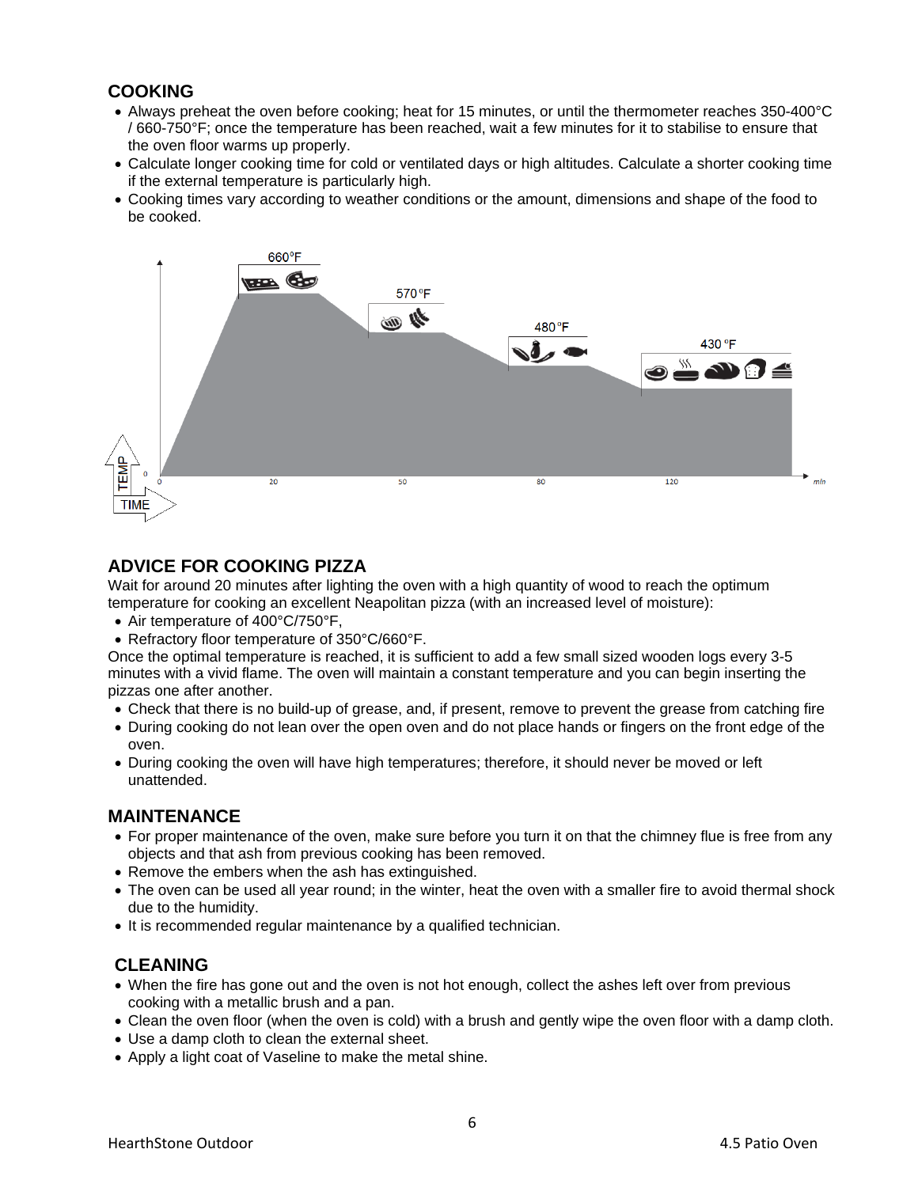## COOKING

- Always preheat the oven before cooking; heat for 15 minutes, or until the thermometer reaches 350-400°C / 660-750°F; once the temperature has been reached, wait a few minutes for it to stabilise to ensure that the oven floor warms up properly.
- Calculate longer cooking time for cold or ventilated days or high altitudes. Calculate a shorter cooking time if the external temperature is particularly high.
- Cooking times vary according to weather conditions or the amount, dimensions and shape of the food to be cooked.

660°F

570°F

480°F

430°F

TEMP

TIME

0 20 50 80 120 min

## ADVICE FOR COOKING PIZZA

Wait for around 20 minutes after lighting the oven with a high quantity of wood to reach the optimum temperature for cooking an excellent Neapolitan pizza (with an increased level of moisture):

- Air temperature of 400°C/750°F,
- Refractory floor temperature of 350°C/660°F.

Once the optimal temperature is reached, it is sufficient to add a few small sized wooden logs every 3-5 minutes with a vivid flame. The oven will maintain a constant temperature and you can begin inserting the pizzas one after another.

- Check that there is no build-up of grease, and, if present, remove to prevent the grease from catching fire
- During cooking do not lean over the open oven and do not place hands or fingers on the front edge of the oven.
- During cooking the oven will have high temperatures; therefore, it should never be moved or left unattended.

## MAINTENANCE

- For proper maintenance of the oven, make sure before you turn it on that the chimney flue is free from any objects and that ash from previous cooking has been removed.
- Remove the embers when the ash has extinguished.
- The oven can be used all year round; in the winter, heat the oven with a smaller fire to avoid thermal shock due to the humidity.
- It is recommended regular maintenance by a qualified technician.

## CLEANING

- When the fire has gone out and the oven is not hot enough, collect the ashes left over from previous cooking with a metallic brush and a pan.
- Clean the oven floor (when the oven is cold) with a brush and gently wipe the oven floor with a damp cloth.
- Use a damp cloth to clean the external sheet.
- Apply a light coat of Vaseline to make the metal shine.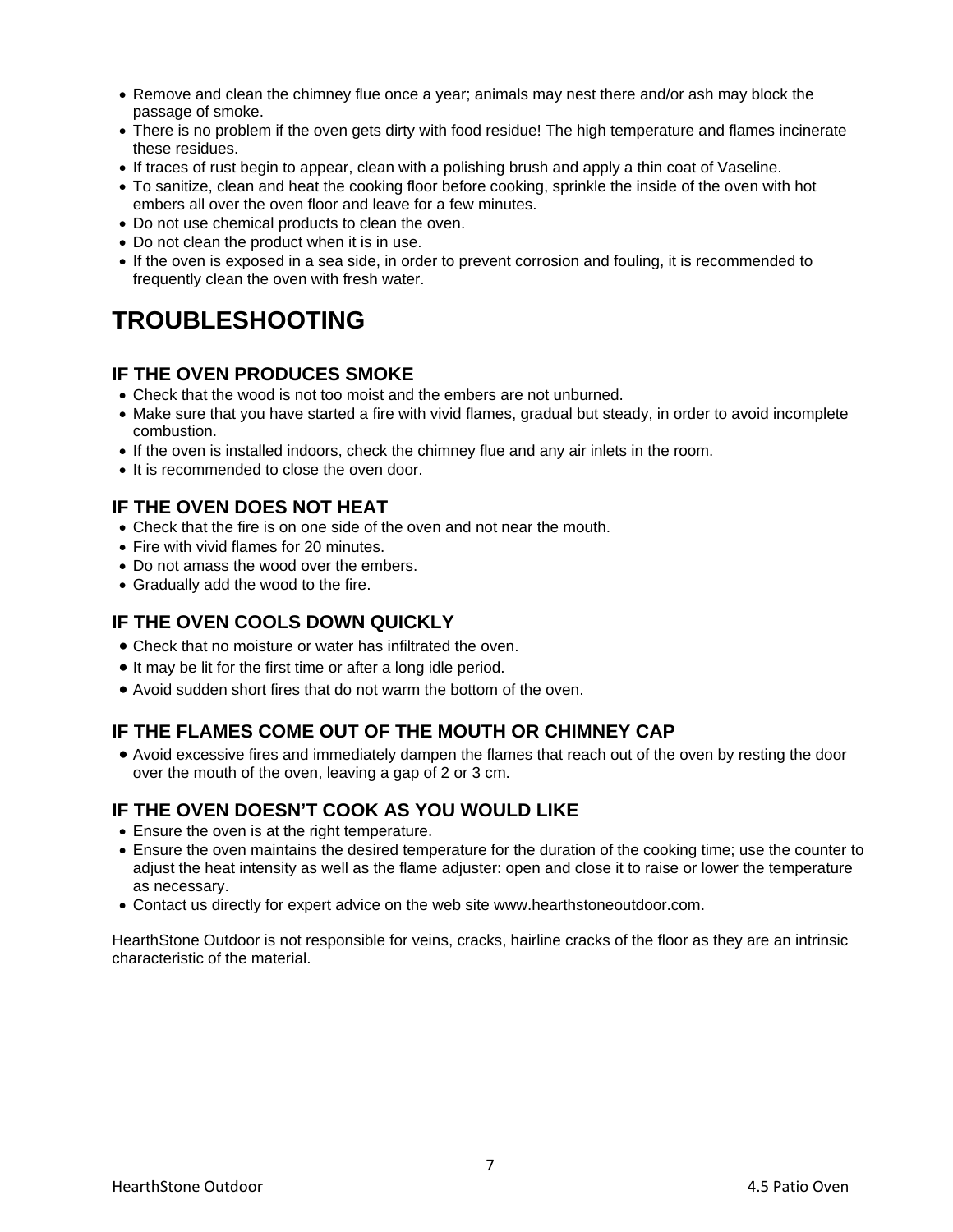- Remove and clean the chimney flue once a year; animals may nest there and/or ash may block the passage of smoke.
- There is no problem if the oven gets dirty with food residue! The high temperature and flames incinerate these residues.
- If traces of rust begin to appear, clean with a polishing brush and apply a thin coat of Vaseline.
- To sanitize, clean and heat the cooking floor before cooking, sprinkle the inside of the oven with hot embers all over the oven floor and leave for a few minutes.
- Do not use chemical products to clean the oven.
- Do not clean the product when it is in use.
- If the oven is exposed in a sea side, in order to prevent corrosion and fouling, it is recommended to frequently clean the oven with fresh water.

# TROUBLESHOOTING

## IF THE OVEN PRODUCES SMOKE

- Check that the wood is not too moist and the embers are not unburned.
- Make sure that you have started a fire with vivid flames, gradual but steady, in order to avoid incomplete combustion.
- If the oven is installed indoors, check the chimney flue and any air inlets in the room.
- It is recommended to close the oven door.

## IF THE OVEN DOES NOT HEAT

- Check that the fire is on one side of the oven and not near the mouth.
- Fire with vivid flames for 20 minutes.
- Do not amass the wood over the embers.
- Gradually add the wood to the fire.

## IF THE OVEN COOLS DOWN QUICKLY

- Check that no moisture or water has infiltrated the oven.
- It may be lit for the first time or after a long idle period.
- Avoid sudden short fires that do not warm the bottom of the oven.

## IF THE FLAMES COME OUT OF THE MOUTH OR CHIMNEY CAP

- Avoid excessive fires and immediately dampen the flames that reach out of the oven by resting the door over the mouth of the oven, leaving a gap of 2 or 3 cm.

## IF THE OVEN DOESN'T COOK AS YOU WOULD LIKE

- Ensure the oven is at the right temperature.
- Ensure the oven maintains the desired temperature for the duration of the cooking time; use the counter to adjust the heat intensity as well as the flame adjuster: open and close it to raise or lower the temperature as necessary.
- Contact us directly for expert advice on the web site www.hearthstoneoutdoor.com.

HearthStone Outdoor is not responsible for veins, cracks, hairline cracks of the floor as they are an intrinsic characteristic of the material.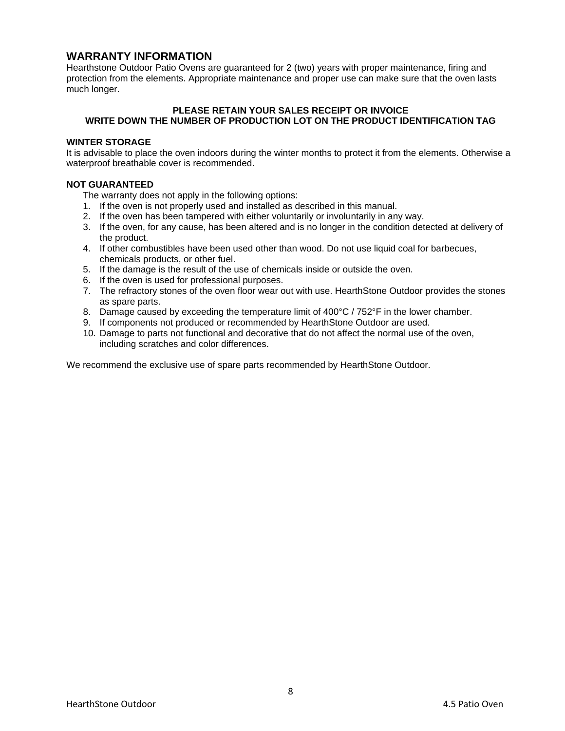## WARRANTY INFORMATION

Hearthstone Outdoor Patio Ovens are guaranteed for 2 (two) years with proper maintenance, firing and protection from the elements. Appropriate maintenance and proper use can make sure that the oven lasts much longer.

**PLEASE RETAIN YOUR SALES RECEIPT OR INVOICE**
**WRITE DOWN THE NUMBER OF PRODUCTION LOT ON THE PRODUCT IDENTIFICATION TAG**

### WINTER STORAGE

It is advisable to place the oven indoors during the winter months to protect it from the elements. Otherwise a waterproof breathable cover is recommended.

### NOT GUARANTEED

The warranty does not apply in the following options:

1. If the oven is not properly used and installed as described in this manual.
2. If the oven has been tampered with either voluntarily or involuntarily in any way.
3. If the oven, for any cause, has been altered and is no longer in the condition detected at delivery of the product.
4. If other combustibles have been used other than wood. Do not use liquid coal for barbecues, chemicals products, or other fuel.
5. If the damage is the result of the use of chemicals inside or outside the oven.
6. If the oven is used for professional purposes.
7. The refractory stones of the oven floor wear out with use. HearthStone Outdoor provides the stones as spare parts.
8. Damage caused by exceeding the temperature limit of 400°C / 752°F in the lower chamber.
9. If components not produced or recommended by HearthStone Outdoor are used.
10. Damage to parts not functional and decorative that do not affect the normal use of the oven, including scratches and color differences.

We recommend the exclusive use of spare parts recommended by HearthStone Outdoor.